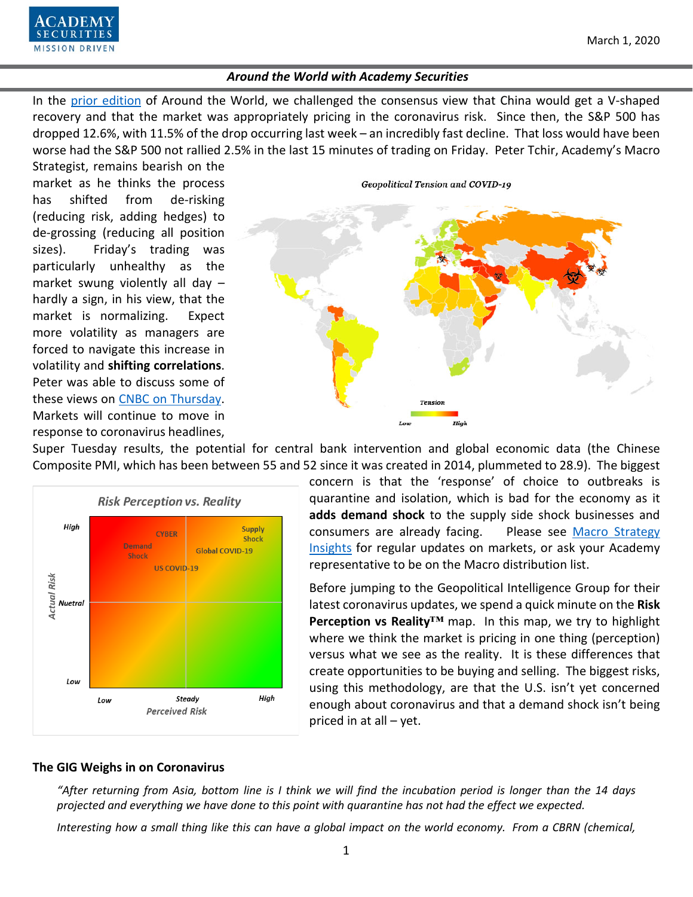March 1, 2020

### Around the World with Academy Securities

In the prior edition of Around the World, we challenged the consensus view that China would get a V-shaped recovery and that the market was appropriately pricing in the coronavirus risk. Since then, the S&P 500 has dropped 12.6%, with 11.5% of the drop occurring last week – an incredibly fast decline. That loss would have been worse had the S&P 500 not rallied 2.5% in the last 15 minutes of trading on Friday. Peter Tchir, Academy's Macro Strategist, remains bearish on the market as he thinks the process has shifted from de-risking (reducing risk, adding hedges) to de-grossing (reducing all position sizes). Friday's trading was particularly unhealthy as the market swung violently all day – hardly a sign, in his view, that the market is normalizing. Expect more volatility as managers are forced to navigate this increase in volatility and **shifting correlations**. Peter was able to discuss some of these views on CNBC on Thursday. Markets will continue to move in response to coronavirus headlines, Super Tuesday results, the potential for central bank intervention and global economic data (the Chinese Composite PMI, which has been between 55 and 52 since it was created in 2014, plummeted to 28.9). The biggest concern is that the 'response' of choice to outbreaks is quarantine and isolation, which is bad for the economy as it **adds demand shock** to the supply side shock businesses and consumers are already facing. Please see Macro Strategy Insights for regular updates on markets, or ask your Academy representative to be on the Macro distribution list.

Before jumping to the Geopolitical Intelligence Group for their latest coronavirus updates, we spend a quick minute on the **Risk Perception vs Reality™** map. In this map, we try to highlight where we think the market is pricing in one thing (perception) versus what we see as the reality. It is these differences that create opportunities to be buying and selling. The biggest risks, using this methodology, are that the U.S. isn't yet concerned enough about coronavirus and that a demand shock isn't being priced in at all – yet.

## The GIG Weighs in on Coronavirus

*"After returning from Asia, bottom line is I think we will find the incubation period is longer than the 14 days projected and everything we have done to this point with quarantine has not had the effect we expected.*

*Interesting how a small thing like this can have a global impact on the world economy. From a CBRN (chemical,*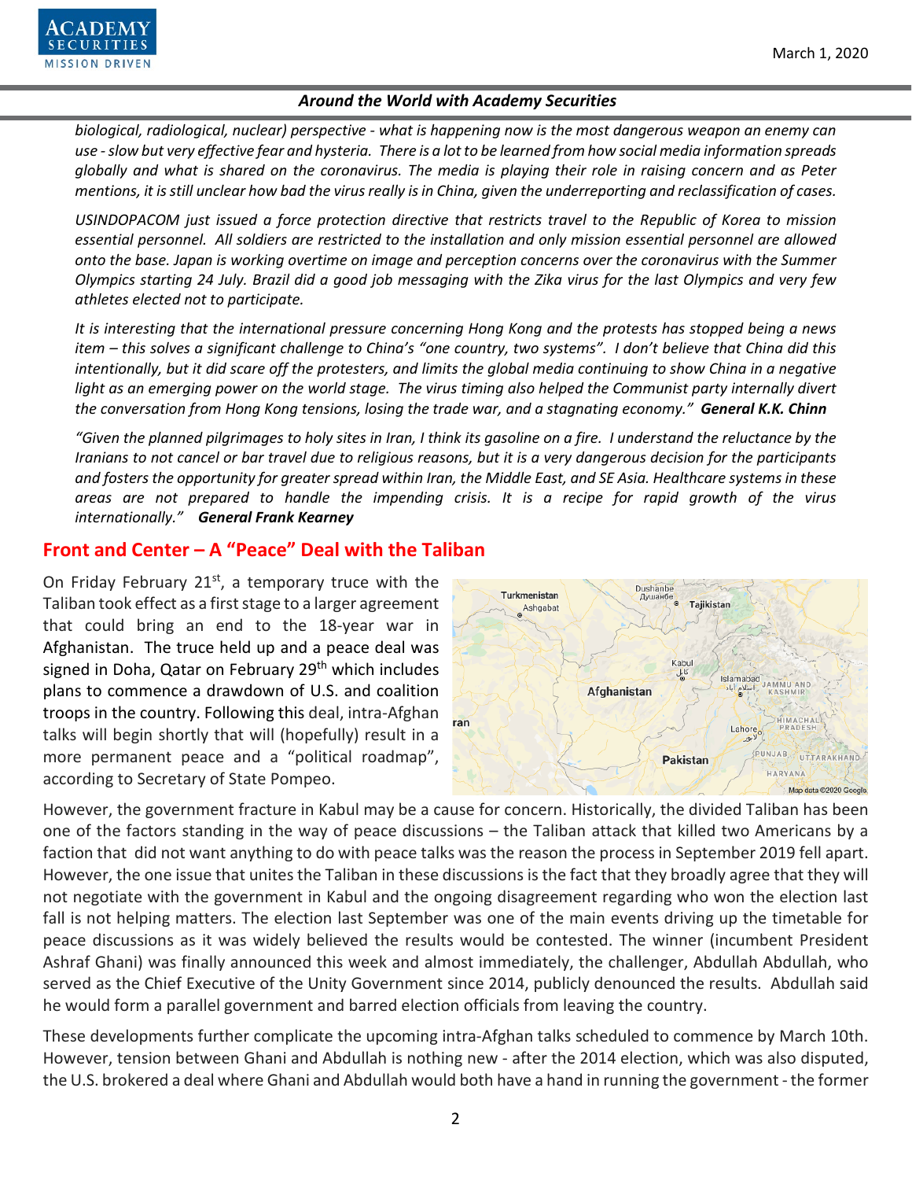*biological, radiological, nuclear) perspective - what is happening now is the most dangerous weapon an enemy can use - slow but very effective fear and hysteria. There is a lot to be learned from how social media information spreads globally and what is shared on the coronavirus. The media is playing their role in raising concern and as Peter mentions, it is still unclear how bad the virus really is in China, given the underreporting and reclassification of cases.*

*USINDOPACOM just issued a force protection directive that restricts travel to the Republic of Korea to mission essential personnel. All soldiers are restricted to the installation and only mission essential personnel are allowed onto the base. Japan is working overtime on image and perception concerns over the coronavirus with the Summer Olympics starting 24 July. Brazil did a good job messaging with the Zika virus for the last Olympics and very few athletes elected not to participate.*

*It is interesting that the international pressure concerning Hong Kong and the protests has stopped being a news item – this solves a significant challenge to China's "one country, two systems". I don't believe that China did this intentionally, but it did scare off the protesters, and limits the global media continuing to show China in a negative light as an emerging power on the world stage. The virus timing also helped the Communist party internally divert the conversation from Hong Kong tensions, losing the trade war, and a stagnating economy."* ***General K.K. Chinn***

*"Given the planned pilgrimages to holy sites in Iran, I think its gasoline on a fire. I understand the reluctance by the Iranians to not cancel or bar travel due to religious reasons, but it is a very dangerous decision for the participants and fosters the opportunity for greater spread within Iran, the Middle East, and SE Asia. Healthcare systems in these areas are not prepared to handle the impending crisis. It is a recipe for rapid growth of the virus internationally."* ***General Frank Kearney***

## Front and Center – A "Peace" Deal with the Taliban

On Friday February 21st, a temporary truce with the Taliban took effect as a first stage to a larger agreement that could bring an end to the 18-year war in Afghanistan. The truce held up and a peace deal was signed in Doha, Qatar on February 29th which includes plans to commence a drawdown of U.S. and coalition troops in the country. Following this deal, intra-Afghan talks will begin shortly that will (hopefully) result in a more permanent peace and a "political roadmap", according to Secretary of State Pompeo.

However, the government fracture in Kabul may be a cause for concern. Historically, the divided Taliban has been one of the factors standing in the way of peace discussions – the Taliban attack that killed two Americans by a faction that did not want anything to do with peace talks was the reason the process in September 2019 fell apart. However, the one issue that unites the Taliban in these discussions is the fact that they broadly agree that they will not negotiate with the government in Kabul and the ongoing disagreement regarding who won the election last fall is not helping matters. The election last September was one of the main events driving up the timetable for peace discussions as it was widely believed the results would be contested. The winner (incumbent President Ashraf Ghani) was finally announced this week and almost immediately, the challenger, Abdullah Abdullah, who served as the Chief Executive of the Unity Government since 2014, publicly denounced the results. Abdullah said he would form a parallel government and barred election officials from leaving the country.

These developments further complicate the upcoming intra-Afghan talks scheduled to commence by March 10th. However, tension between Ghani and Abdullah is nothing new - after the 2014 election, which was also disputed, the U.S. brokered a deal where Ghani and Abdullah would both have a hand in running the government - the former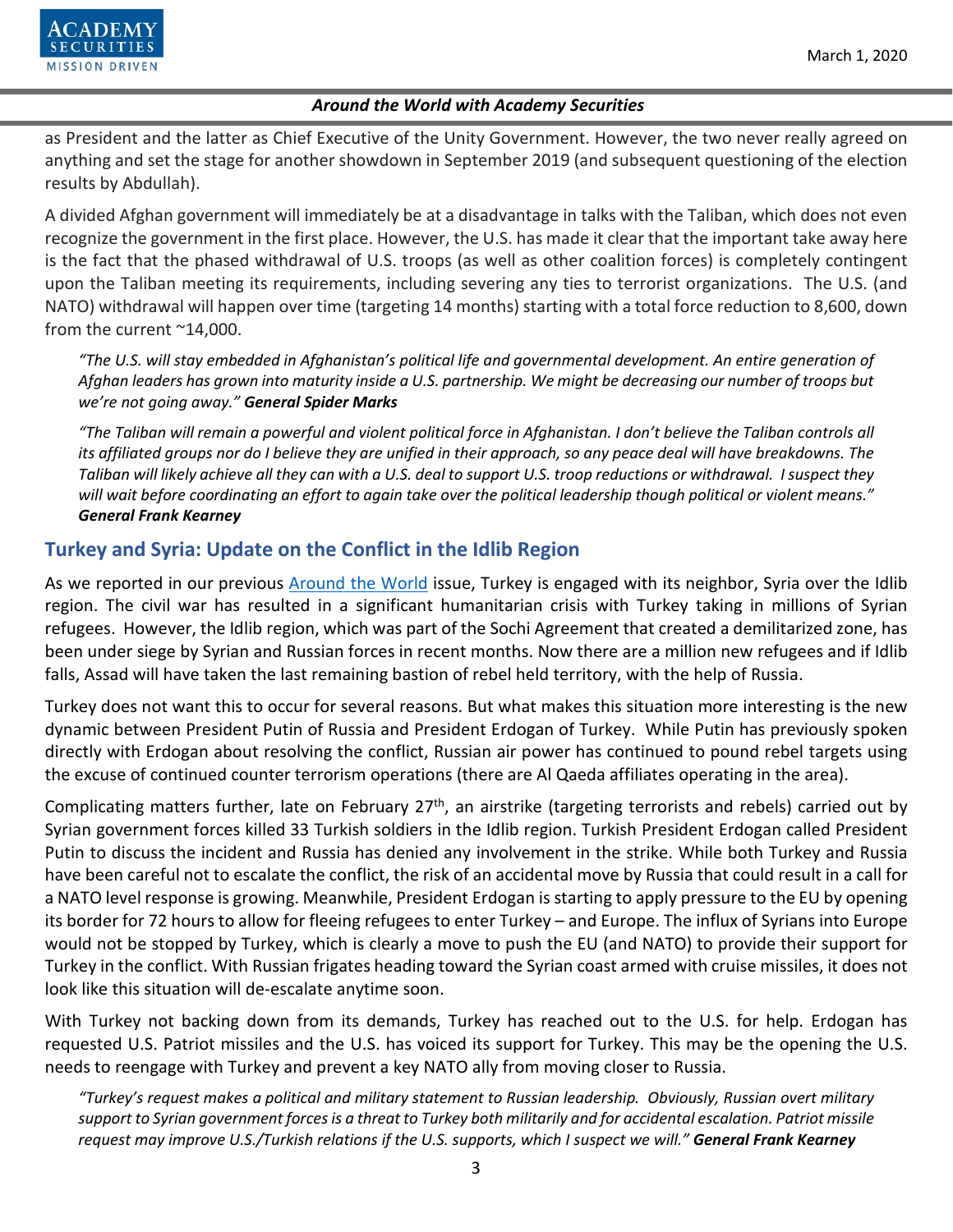as President and the latter as Chief Executive of the Unity Government. However, the two never really agreed on anything and set the stage for another showdown in September 2019 (and subsequent questioning of the election results by Abdullah).

A divided Afghan government will immediately be at a disadvantage in talks with the Taliban, which does not even recognize the government in the first place. However, the U.S. has made it clear that the important take away here is the fact that the phased withdrawal of U.S. troops (as well as other coalition forces) is completely contingent upon the Taliban meeting its requirements, including severing any ties to terrorist organizations. The U.S. (and NATO) withdrawal will happen over time (targeting 14 months) starting with a total force reduction to 8,600, down from the current ~14,000.

> *"The U.S. will stay embedded in Afghanistan's political life and governmental development. An entire generation of Afghan leaders has grown into maturity inside a U.S. partnership. We might be decreasing our number of troops but we're not going away."* ***General Spider Marks***

> *"The Taliban will remain a powerful and violent political force in Afghanistan. I don't believe the Taliban controls all its affiliated groups nor do I believe they are unified in their approach, so any peace deal will have breakdowns. The Taliban will likely achieve all they can with a U.S. deal to support U.S. troop reductions or withdrawal. I suspect they will wait before coordinating an effort to again take over the political leadership though political or violent means."* ***General Frank Kearney***

## Turkey and Syria: Update on the Conflict in the Idlib Region

As we reported in our previous Around the World issue, Turkey is engaged with its neighbor, Syria over the Idlib region. The civil war has resulted in a significant humanitarian crisis with Turkey taking in millions of Syrian refugees. However, the Idlib region, which was part of the Sochi Agreement that created a demilitarized zone, has been under siege by Syrian and Russian forces in recent months. Now there are a million new refugees and if Idlib falls, Assad will have taken the last remaining bastion of rebel held territory, with the help of Russia.

Turkey does not want this to occur for several reasons. But what makes this situation more interesting is the new dynamic between President Putin of Russia and President Erdogan of Turkey. While Putin has previously spoken directly with Erdogan about resolving the conflict, Russian air power has continued to pound rebel targets using the excuse of continued counter terrorism operations (there are Al Qaeda affiliates operating in the area).

Complicating matters further, late on February 27th, an airstrike (targeting terrorists and rebels) carried out by Syrian government forces killed 33 Turkish soldiers in the Idlib region. Turkish President Erdogan called President Putin to discuss the incident and Russia has denied any involvement in the strike. While both Turkey and Russia have been careful not to escalate the conflict, the risk of an accidental move by Russia that could result in a call for a NATO level response is growing. Meanwhile, President Erdogan is starting to apply pressure to the EU by opening its border for 72 hours to allow for fleeing refugees to enter Turkey – and Europe. The influx of Syrians into Europe would not be stopped by Turkey, which is clearly a move to push the EU (and NATO) to provide their support for Turkey in the conflict. With Russian frigates heading toward the Syrian coast armed with cruise missiles, it does not look like this situation will de-escalate anytime soon.

With Turkey not backing down from its demands, Turkey has reached out to the U.S. for help. Erdogan has requested U.S. Patriot missiles and the U.S. has voiced its support for Turkey. This may be the opening the U.S. needs to reengage with Turkey and prevent a key NATO ally from moving closer to Russia.

> *"Turkey's request makes a political and military statement to Russian leadership. Obviously, Russian overt military support to Syrian government forces is a threat to Turkey both militarily and for accidental escalation. Patriot missile request may improve U.S./Turkish relations if the U.S. supports, which I suspect we will."* ***General Frank Kearney***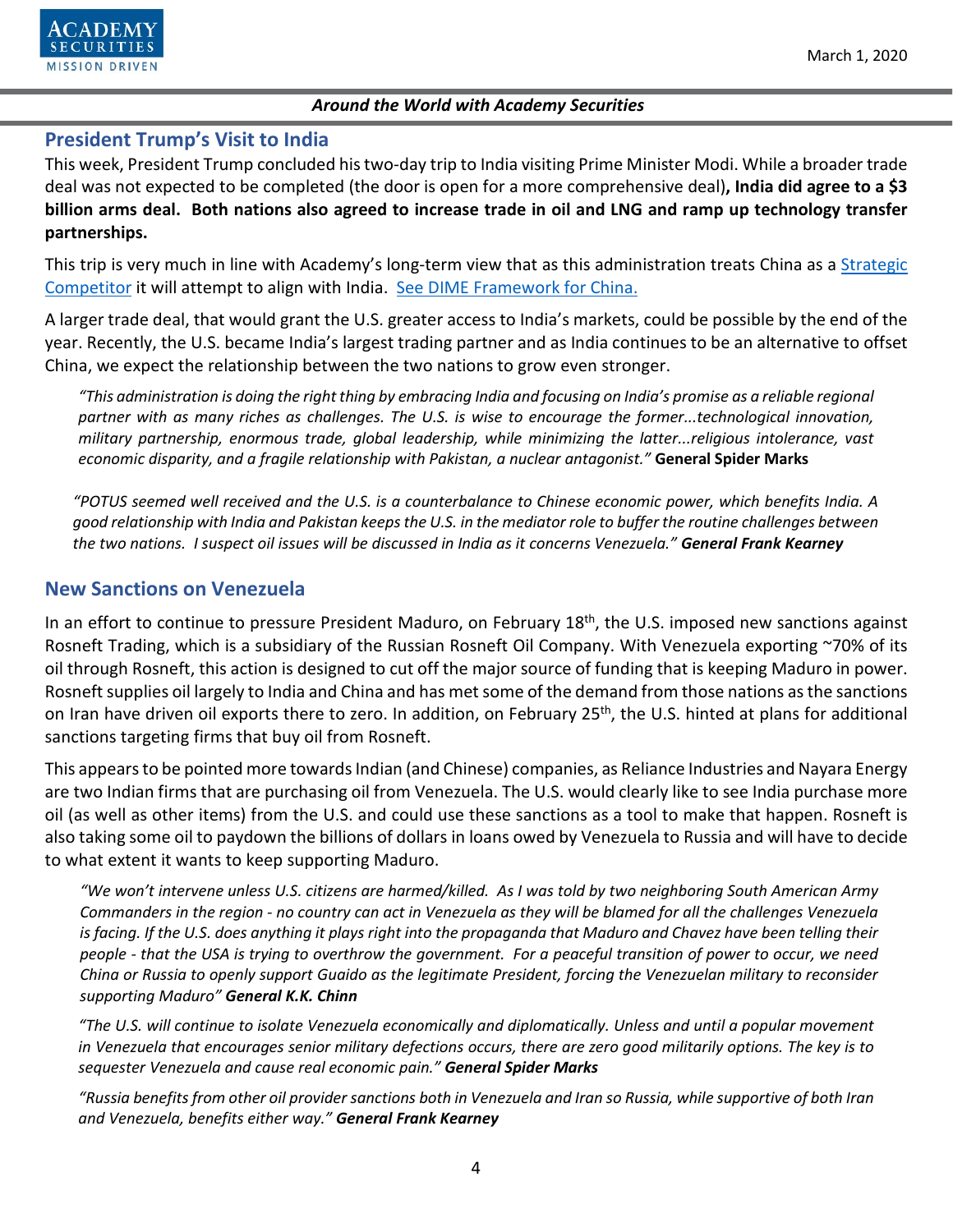## President Trump's Visit to India

This week, President Trump concluded his two-day trip to India visiting Prime Minister Modi. While a broader trade deal was not expected to be completed (the door is open for a more comprehensive deal)**, India did agree to a $3 billion arms deal. Both nations also agreed to increase trade in oil and LNG and ramp up technology transfer partnerships.**

This trip is very much in line with Academy's long-term view that as this administration treats China as a Strategic Competitor it will attempt to align with India. See DIME Framework for China.

A larger trade deal, that would grant the U.S. greater access to India's markets, could be possible by the end of the year. Recently, the U.S. became India's largest trading partner and as India continues to be an alternative to offset China, we expect the relationship between the two nations to grow even stronger.

> *"This administration is doing the right thing by embracing India and focusing on India's promise as a reliable regional partner with as many riches as challenges. The U.S. is wise to encourage the former...technological innovation, military partnership, enormous trade, global leadership, while minimizing the latter...religious intolerance, vast economic disparity, and a fragile relationship with Pakistan, a nuclear antagonist."* **General Spider Marks**

> *"POTUS seemed well received and the U.S. is a counterbalance to Chinese economic power, which benefits India. A good relationship with India and Pakistan keeps the U.S. in the mediator role to buffer the routine challenges between the two nations. I suspect oil issues will be discussed in India as it concerns Venezuela."* ***General Frank Kearney***

## New Sanctions on Venezuela

In an effort to continue to pressure President Maduro, on February 18th, the U.S. imposed new sanctions against Rosneft Trading, which is a subsidiary of the Russian Rosneft Oil Company. With Venezuela exporting ~70% of its oil through Rosneft, this action is designed to cut off the major source of funding that is keeping Maduro in power. Rosneft supplies oil largely to India and China and has met some of the demand from those nations as the sanctions on Iran have driven oil exports there to zero. In addition, on February 25th, the U.S. hinted at plans for additional sanctions targeting firms that buy oil from Rosneft.

This appears to be pointed more towards Indian (and Chinese) companies, as Reliance Industries and Nayara Energy are two Indian firms that are purchasing oil from Venezuela. The U.S. would clearly like to see India purchase more oil (as well as other items) from the U.S. and could use these sanctions as a tool to make that happen. Rosneft is also taking some oil to paydown the billions of dollars in loans owed by Venezuela to Russia and will have to decide to what extent it wants to keep supporting Maduro.

> *"We won't intervene unless U.S. citizens are harmed/killed. As I was told by two neighboring South American Army Commanders in the region - no country can act in Venezuela as they will be blamed for all the challenges Venezuela is facing. If the U.S. does anything it plays right into the propaganda that Maduro and Chavez have been telling their people - that the USA is trying to overthrow the government. For a peaceful transition of power to occur, we need China or Russia to openly support Guaido as the legitimate President, forcing the Venezuelan military to reconsider supporting Maduro"* ***General K.K. Chinn***

> *"The U.S. will continue to isolate Venezuela economically and diplomatically. Unless and until a popular movement in Venezuela that encourages senior military defections occurs, there are zero good militarily options. The key is to sequester Venezuela and cause real economic pain."* ***General Spider Marks***

> *"Russia benefits from other oil provider sanctions both in Venezuela and Iran so Russia, while supportive of both Iran and Venezuela, benefits either way."* ***General Frank Kearney***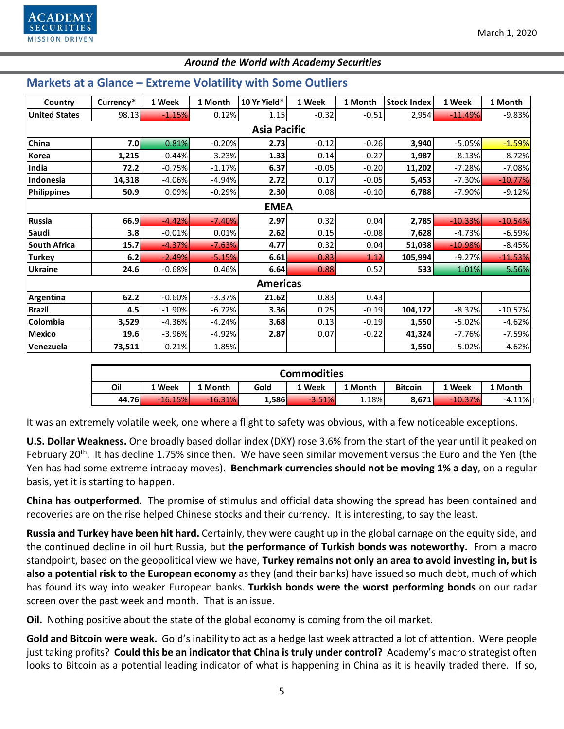*Around the World with Academy Securities*

## Markets at a Glance – Extreme Volatility with Some Outliers

| Country | Currency* | 1 Week | 1 Month | 10 Yr Yield* | 1 Week | 1 Month | Stock Index | 1 Week | 1 Month |
|---|---|---|---|---|---|---|---|---|---|
| **United States** | 98.13 | -1.15% | 0.12% | 1.15 | -0.32 | -0.51 | 2,954 | -11.49% | -9.83% |
| | | | | **Asia Pacific** | | | | | |
| **China** | **7.0** | 0.81% | -0.20% | **2.73** | -0.12 | -0.26 | **3,940** | -5.05% | -1.59% |
| **Korea** | **1,215** | -0.44% | -3.23% | **1.33** | -0.14 | -0.27 | **1,987** | -8.13% | -8.72% |
| **India** | **72.2** | -0.75% | -1.17% | **6.37** | -0.05 | -0.20 | **11,202** | -7.28% | -7.08% |
| **Indonesia** | **14,318** | -4.06% | -4.94% | **2.72** | 0.17 | -0.05 | **5,453** | -7.30% | -10.77% |
| **Philippines** | **50.9** | 0.09% | -0.29% | **2.30** | 0.08 | -0.10 | **6,788** | -7.90% | -9.12% |
| | | | | **EMEA** | | | | | |
| **Russia** | **66.9** | -4.42% | -7.40% | **2.97** | 0.32 | 0.04 | **2,785** | -10.33% | -10.54% |
| **Saudi** | **3.8** | -0.01% | 0.01% | **2.62** | 0.15 | -0.08 | **7,628** | -4.73% | -6.59% |
| **South Africa** | **15.7** | -4.37% | -7.63% | **4.77** | 0.32 | 0.04 | **51,038** | -10.98% | -8.45% |
| **Turkey** | **6.2** | -2.49% | -5.15% | **6.61** | 0.83 | 1.12 | **105,994** | -9.27% | -11.53% |
| **Ukraine** | **24.6** | -0.68% | 0.46% | **6.64** | 0.88 | 0.52 | **533** | 1.01% | 5.56% |
| | | | | **Americas** | | | | | |
| **Argentina** | **62.2** | -0.60% | -3.37% | **21.62** | 0.83 | 0.43 | | | |
| **Brazil** | **4.5** | -1.90% | -6.72% | **3.36** | 0.25 | -0.19 | **104,172** | -8.37% | -10.57% |
| **Colombia** | **3,529** | -4.36% | -4.24% | **3.68** | 0.13 | -0.19 | **1,550** | -5.02% | -4.62% |
| **Mexico** | **19.6** | -3.96% | -4.92% | **2.87** | 0.07 | -0.22 | **41,324** | -7.76% | -7.59% |
| **Venezuela** | **73,511** | 0.21% | 1.85% | | | | **1,550** | -5.02% | -4.62% |

| **Commodities** | | | | | | | | |
|---|---|---|---|---|---|---|---|---|
| **Oil** | **1 Week** | **1 Month** | **Gold** | **1 Week** | **1 Month** | **Bitcoin** | **1 Week** | **1 Month** |
| **44.76** | -16.15% | -16.31% | **1,586** | -3.51% | 1.18% | **8,671** | -10.37% | -4.11% |

It was an extremely volatile week, one where a flight to safety was obvious, with a few noticeable exceptions.

**U.S. Dollar Weakness.** One broadly based dollar index (DXY) rose 3.6% from the start of the year until it peaked on February 20th. It has decline 1.75% since then. We have seen similar movement versus the Euro and the Yen (the Yen has had some extreme intraday moves). **Benchmark currencies should not be moving 1% a day**, on a regular basis, yet it is starting to happen.

**China has outperformed.** The promise of stimulus and official data showing the spread has been contained and recoveries are on the rise helped Chinese stocks and their currency. It is interesting, to say the least.

**Russia and Turkey have been hit hard.** Certainly, they were caught up in the global carnage on the equity side, and the continued decline in oil hurt Russia, but **the performance of Turkish bonds was noteworthy.** From a macro standpoint, based on the geopolitical view we have, **Turkey remains not only an area to avoid investing in, but is also a potential risk to the European economy** as they (and their banks) have issued so much debt, much of which has found its way into weaker European banks. **Turkish bonds were the worst performing bonds** on our radar screen over the past week and month. That is an issue.

**Oil.** Nothing positive about the state of the global economy is coming from the oil market.

**Gold and Bitcoin were weak.** Gold's inability to act as a hedge last week attracted a lot of attention. Were people just taking profits? **Could this be an indicator that China is truly under control?** Academy's macro strategist often looks to Bitcoin as a potential leading indicator of what is happening in China as it is heavily traded there. If so,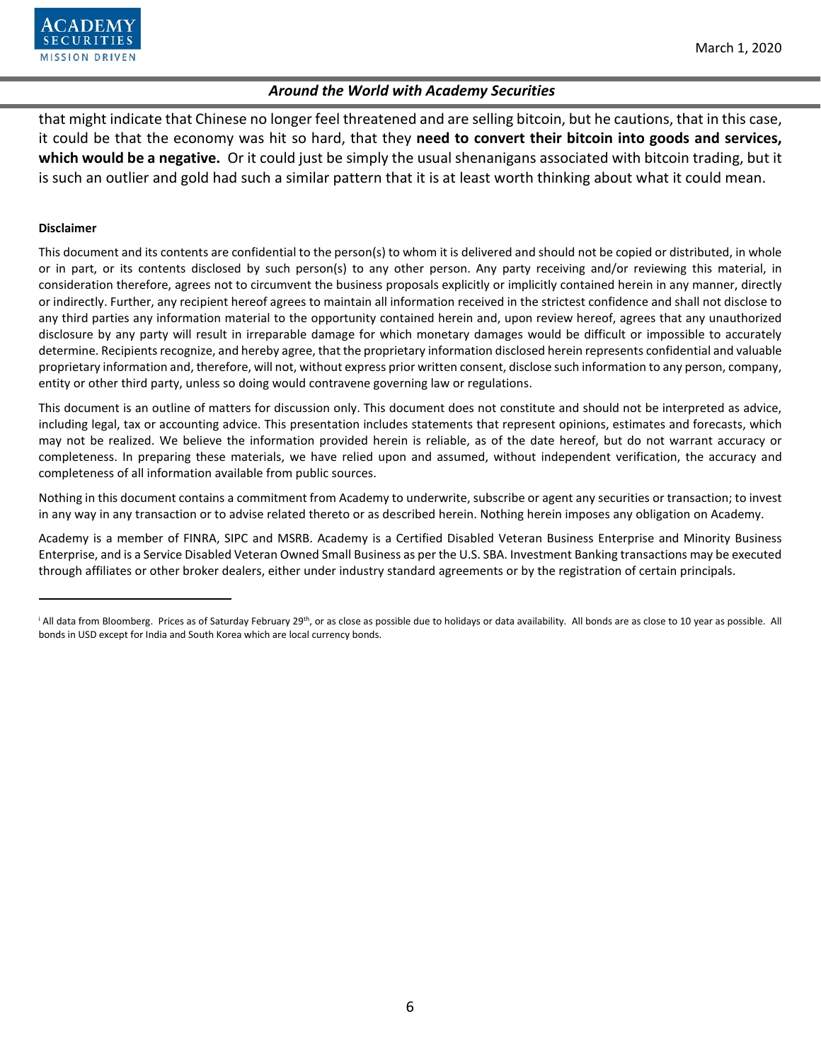that might indicate that Chinese no longer feel threatened and are selling bitcoin, but he cautions, that in this case, it could be that the economy was hit so hard, that they **need to convert their bitcoin into goods and services, which would be a negative.** Or it could just be simply the usual shenanigans associated with bitcoin trading, but it is such an outlier and gold had such a similar pattern that it is at least worth thinking about what it could mean.

**Disclaimer**

This document and its contents are confidential to the person(s) to whom it is delivered and should not be copied or distributed, in whole or in part, or its contents disclosed by such person(s) to any other person. Any party receiving and/or reviewing this material, in consideration therefore, agrees not to circumvent the business proposals explicitly or implicitly contained herein in any manner, directly or indirectly. Further, any recipient hereof agrees to maintain all information received in the strictest confidence and shall not disclose to any third parties any information material to the opportunity contained herein and, upon review hereof, agrees that any unauthorized disclosure by any party will result in irreparable damage for which monetary damages would be difficult or impossible to accurately determine. Recipients recognize, and hereby agree, that the proprietary information disclosed herein represents confidential and valuable proprietary information and, therefore, will not, without express prior written consent, disclose such information to any person, company, entity or other third party, unless so doing would contravene governing law or regulations.

This document is an outline of matters for discussion only. This document does not constitute and should not be interpreted as advice, including legal, tax or accounting advice. This presentation includes statements that represent opinions, estimates and forecasts, which may not be realized. We believe the information provided herein is reliable, as of the date hereof, but do not warrant accuracy or completeness. In preparing these materials, we have relied upon and assumed, without independent verification, the accuracy and completeness of all information available from public sources.

Nothing in this document contains a commitment from Academy to underwrite, subscribe or agent any securities or transaction; to invest in any way in any transaction or to advise related thereto or as described herein. Nothing herein imposes any obligation on Academy.

Academy is a member of FINRA, SIPC and MSRB. Academy is a Certified Disabled Veteran Business Enterprise and Minority Business Enterprise, and is a Service Disabled Veteran Owned Small Business as per the U.S. SBA. Investment Banking transactions may be executed through affiliates or other broker dealers, either under industry standard agreements or by the registration of certain principals.

---

[i] All data from Bloomberg. Prices as of Saturday February 29th, or as close as possible due to holidays or data availability. All bonds are as close to 10 year as possible. All bonds in USD except for India and South Korea which are local currency bonds.